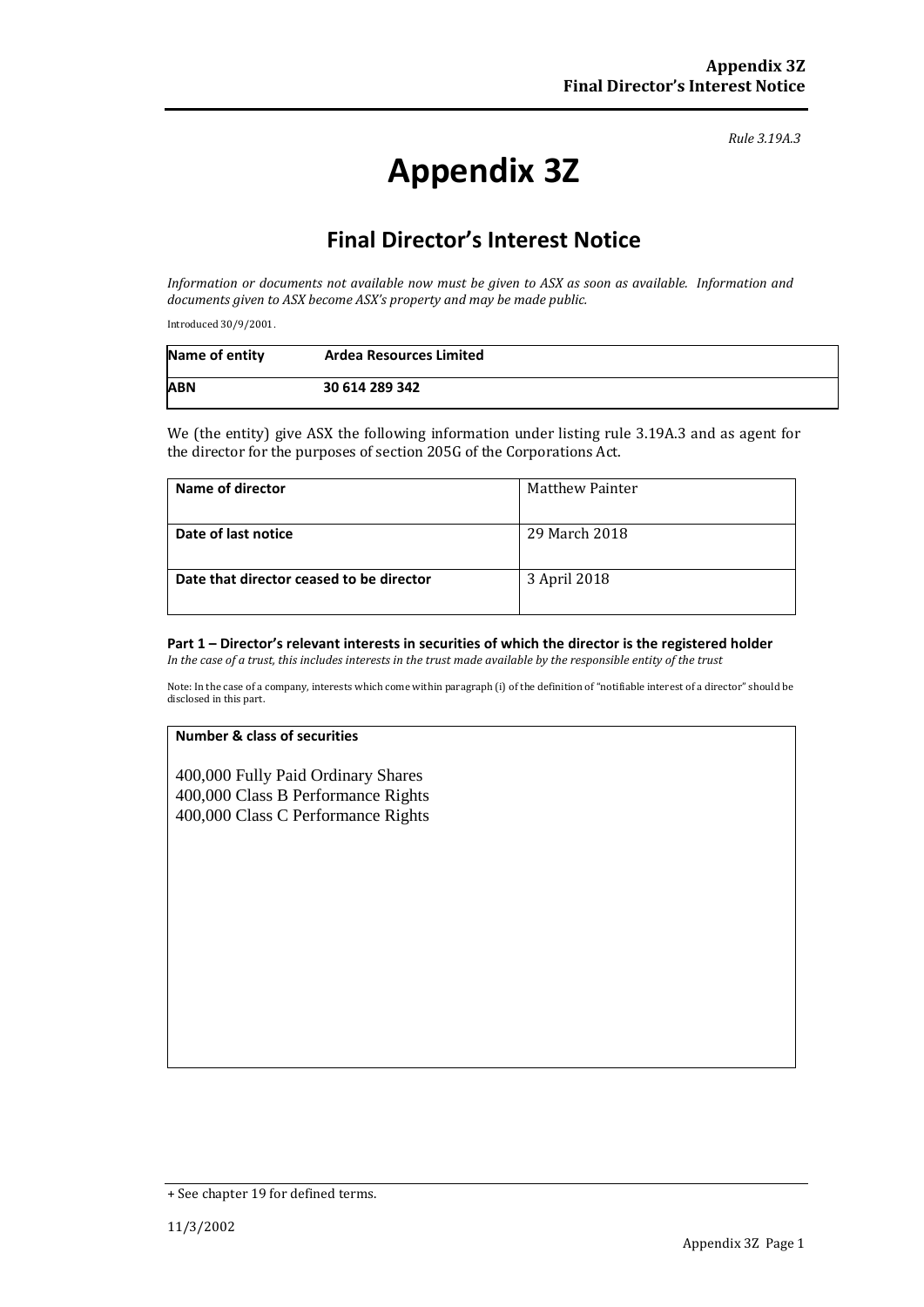*Rule 3.19A.3*

# Appendix 3Z

## Final Director's Interest Notice

*Information or documents not available now must be given to ASX as soon as available. Information and documents given to ASX become ASX's property and may be made public.*

Introduced 30/9/2001.

| Name of entity | Ardea Resources Limited |
|---|---|
| **ABN** | **30 614 289 342** |

We (the entity) give ASX the following information under listing rule 3.19A.3 and as agent for the director for the purposes of section 205G of the Corporations Act.

| Name of director | Matthew Painter |
|---|---|
| **Date of last notice** | 29 March 2018 |
| **Date that director ceased to be director** | 3 April 2018 |

**Part 1 – Director's relevant interests in securities of which the director is the registered holder**

*In the case of a trust, this includes interests in the trust made available by the responsible entity of the trust*

Note: In the case of a company, interests which come within paragraph (i) of the definition of "notifiable interest of a director" should be disclosed in this part.

| Number & class of securities |
|---|
| 400,000 Fully Paid Ordinary Shares<br>400,000 Class B Performance Rights<br>400,000 Class C Performance Rights |

+ See chapter 19 for defined terms.

11/3/2002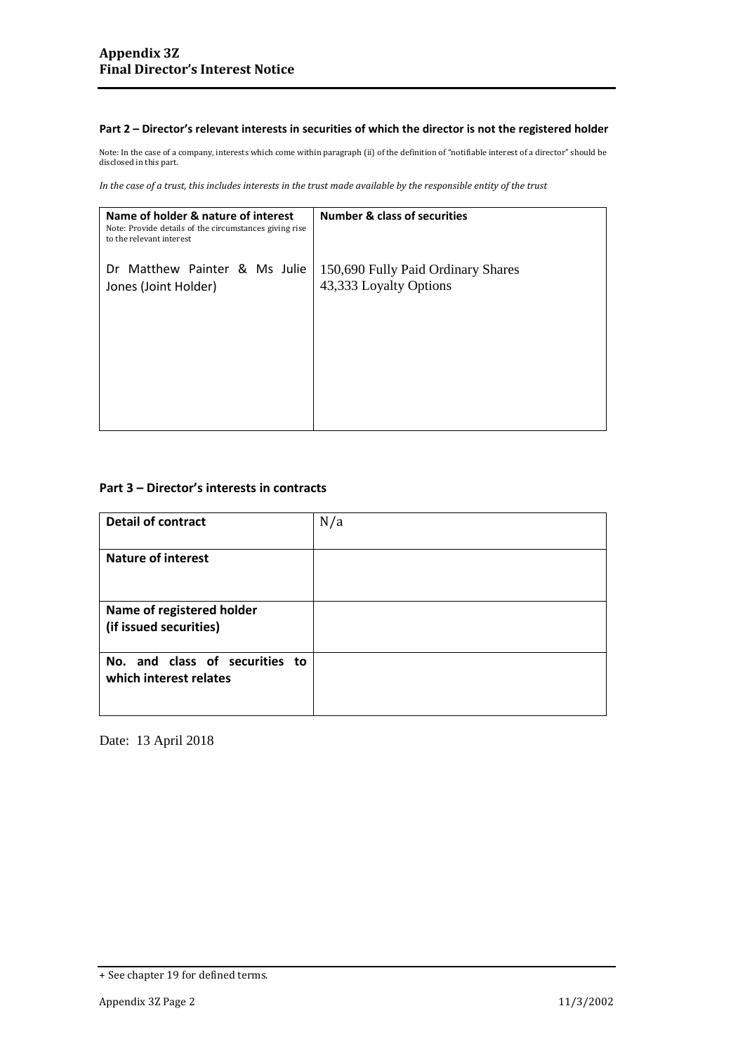## Appendix 3Z
## Final Director's Interest Notice

### Part 2 – Director's relevant interests in securities of which the director is not the registered holder

Note: In the case of a company, interests which come within paragraph (ii) of the definition of "notifiable interest of a director" should be disclosed in this part.

*In the case of a trust, this includes interests in the trust made available by the responsible entity of the trust*

| **Name of holder & nature of interest**<br>Note: Provide details of the circumstances giving rise to the relevant interest | **Number & class of securities** |
|---|---|
| Dr Matthew Painter & Ms Julie Jones (Joint Holder) | 150,690 Fully Paid Ordinary Shares<br>43,333 Loyalty Options |

### Part 3 – Director's interests in contracts

| | |
|---|---|
| **Detail of contract** | N/a |
| **Nature of interest** | |
| **Name of registered holder (if issued securities)** | |
| **No. and class of securities to which interest relates** | |

Date: 13 April 2018

+ See chapter 19 for defined terms.